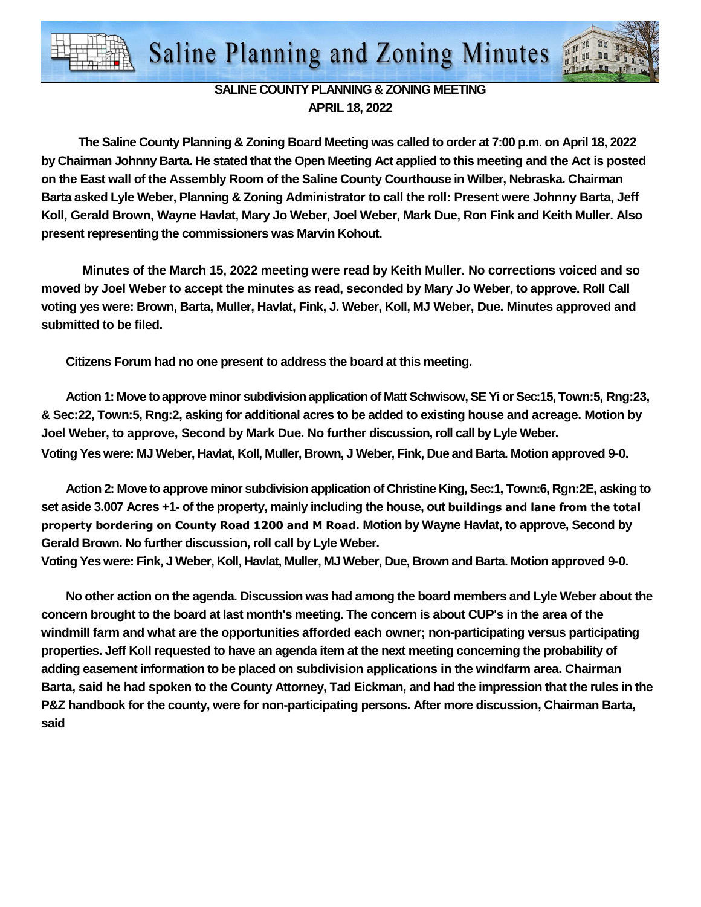# Saline Planning and Zoning Minutes

**SALINE COUNTY PLANNING & ZONING MEETING**
**APRIL 18, 2022**

**The Saline County Planning & Zoning Board Meeting was called to order at 7:00 p.m. on April 18, 2022 by Chairman Johnny Barta. He stated that the Open Meeting Act applied to this meeting and the Act is posted on the East wall of the Assembly Room of the Saline County Courthouse in Wilber, Nebraska. Chairman Barta asked Lyle Weber, Planning & Zoning Administrator to call the roll: Present were Johnny Barta, Jeff Koll, Gerald Brown, Wayne Havlat, Mary Jo Weber, Joel Weber, Mark Due, Ron Fink and Keith Muller. Also present representing the commissioners was Marvin Kohout.**

**Minutes of the March 15, 2022 meeting were read by Keith Muller. No corrections voiced and so moved by Joel Weber to accept the minutes as read, seconded by Mary Jo Weber, to approve. Roll Call voting yes were: Brown, Barta, Muller, Havlat, Fink, J. Weber, Koll, MJ Weber, Due. Minutes approved and submitted to be filed.**

**Citizens Forum had no one present to address the board at this meeting.**

**Action 1: Move to approve minor subdivision application of Matt Schwisow, SE Yi or Sec:15, Town:5, Rng:23, & Sec:22, Town:5, Rng:2, asking for additional acres to be added to existing house and acreage. Motion by Joel Weber, to approve, Second by Mark Due. No further discussion, roll call by Lyle Weber. Voting Yes were: MJ Weber, Havlat, Koll, Muller, Brown, J Weber, Fink, Due and Barta. Motion approved 9-0.**

**Action 2: Move to approve minor subdivision application of Christine King, Sec:1, Town:6, Rgn:2E, asking to set aside 3.007 Acres +1- of the property, mainly including the house, out buildings and lane from the total property bordering on County Road 1200 and M Road. Motion by Wayne Havlat, to approve, Second by Gerald Brown. No further discussion, roll call by Lyle Weber. Voting Yes were: Fink, J Weber, Koll, Havlat, Muller, MJ Weber, Due, Brown and Barta. Motion approved 9-0.**

**No other action on the agenda. Discussion was had among the board members and Lyle Weber about the concern brought to the board at last month's meeting. The concern is about CUP's in the area of the windmill farm and what are the opportunities afforded each owner; non-participating versus participating properties. Jeff Koll requested to have an agenda item at the next meeting concerning the probability of adding easement information to be placed on subdivision applications in the windfarm area. Chairman Barta, said he had spoken to the County Attorney, Tad Eickman, and had the impression that the rules in the P&Z handbook for the county, were for non-participating persons. After more discussion, Chairman Barta, said**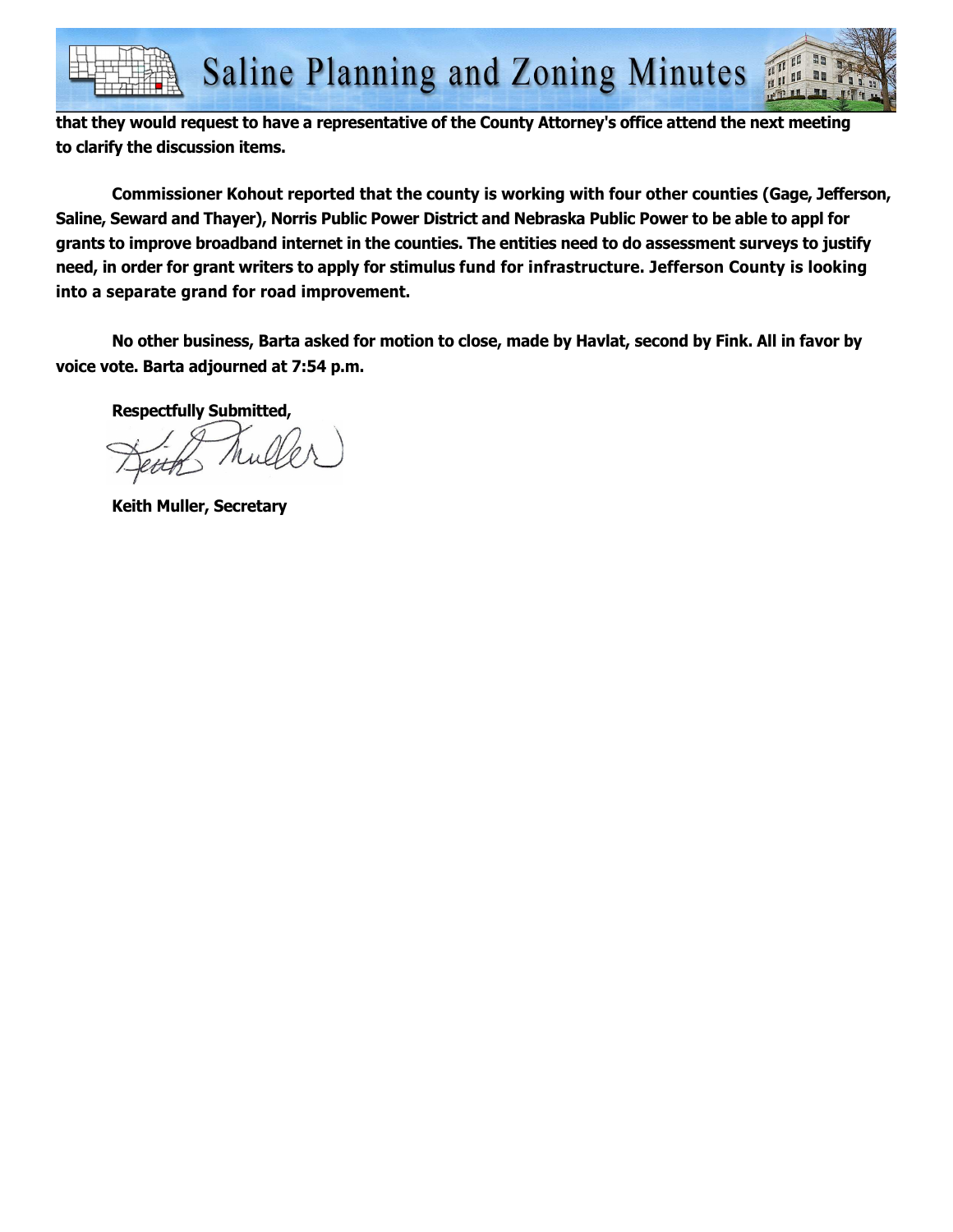**that they would request to have a representative of the County Attorney's office attend the next meeting to clarify the discussion items.**

**Commissioner Kohout reported that the county is working with four other counties (Gage, Jefferson, Saline, Seward and Thayer), Norris Public Power District and Nebraska Public Power to be able to appl for grants to improve broadband internet in the counties. The entities need to do assessment surveys to justify need, in order for grant writers to apply for stimulus fund for infrastructure. Jefferson County is looking into a separate grand for road improvement.**

**No other business, Barta asked for motion to close, made by Havlat, second by Fink. All in favor by voice vote. Barta adjourned at 7:54 p.m.**

**Respectfully Submitted,**

**Keith Muller, Secretary**